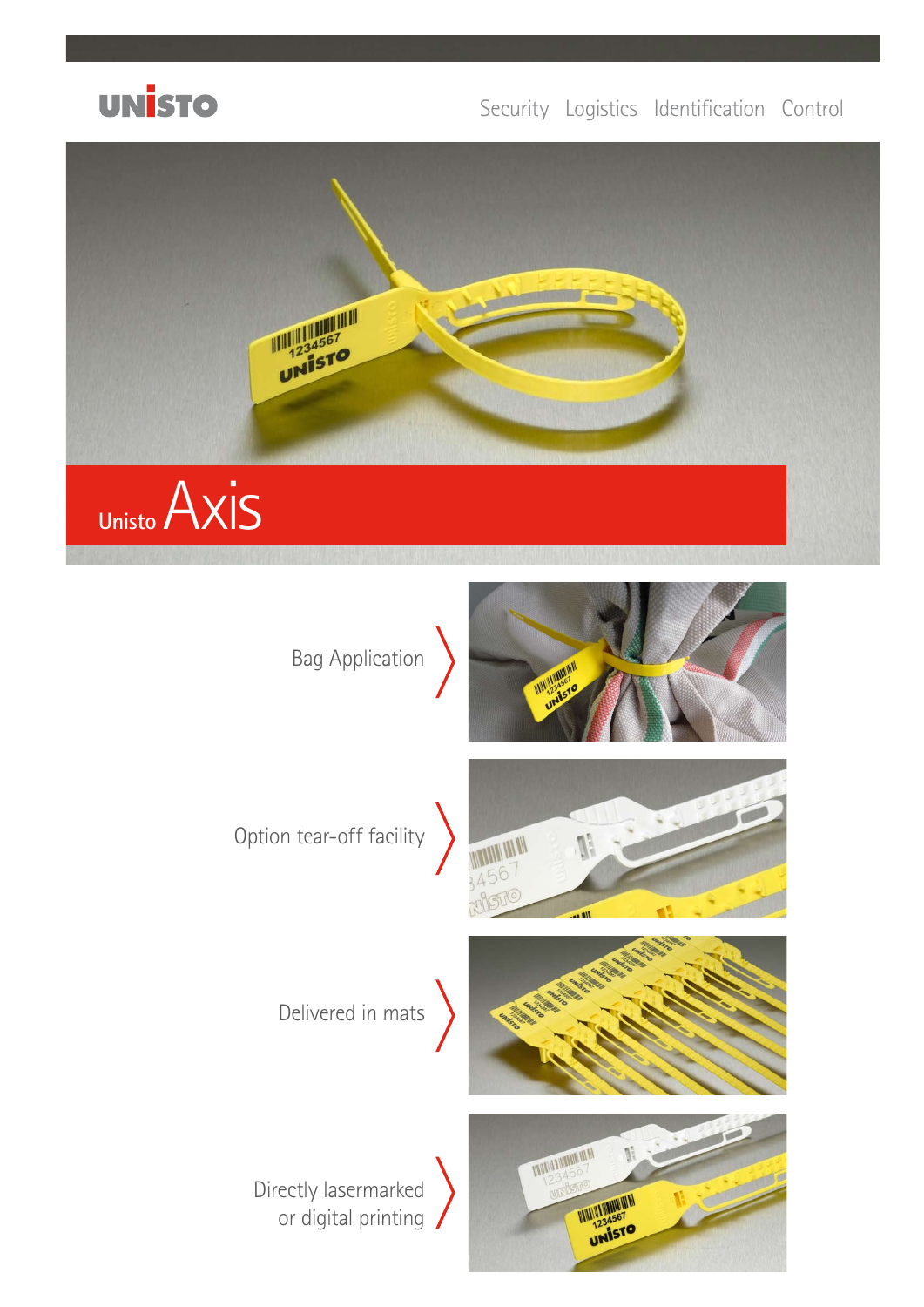UNISTO

Security Logistics Identification Control

# Unisto Axis

Bag Application

Option tear-off facility

Delivered in mats

Directly lasermarked or digital printing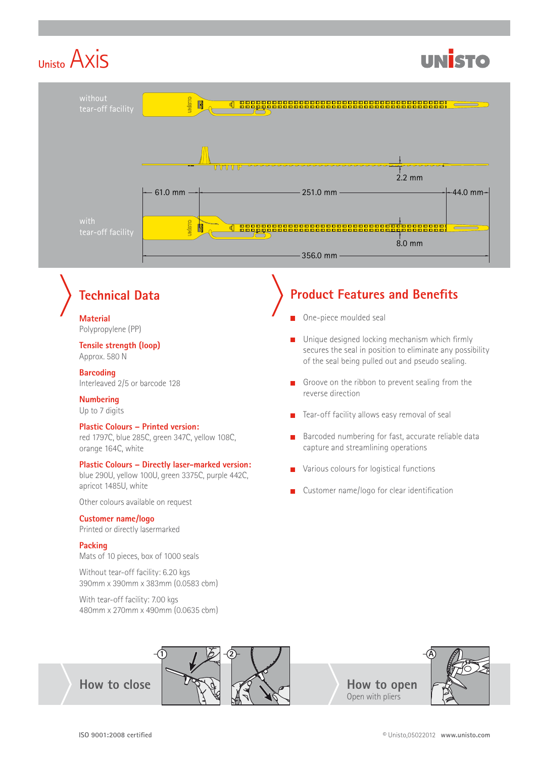# Unisto Axis

UNISTO

without
tear-off facility

2.2 mm

61.0 mm

251.0 mm

44.0 mm

with
tear-off facility

8.0 mm

356.0 mm

## Technical Data

**Material**
Polypropylene (PP)

**Tensile strength (loop)**
Approx. 580 N

**Barcoding**
Interleaved 2/5 or barcode 128

**Numbering**
Up to 7 digits

**Plastic Colours – Printed version:**
red 1797C, blue 285C, green 347C, yellow 108C, orange 164C, white

**Plastic Colours – Directly laser-marked version:**
blue 290U, yellow 100U, green 3375C, purple 442C, apricot 1485U, white

Other colours available on request

**Customer name/logo**
Printed or directly lasermarked

**Packing**
Mats of 10 pieces, box of 1000 seals

Without tear-off facility: 6.20 kgs
390mm x 390mm x 383mm (0.0583 cbm)

With tear-off facility: 7.00 kgs
480mm x 270mm x 490mm (0.0635 cbm)

## Product Features and Benefits

- One-piece moulded seal
- Unique designed locking mechanism which firmly secures the seal in position to eliminate any possibility of the seal being pulled out and pseudo sealing.
- Groove on the ribbon to prevent sealing from the reverse direction
- Tear-off facility allows easy removal of seal
- Barcoded numbering for fast, accurate reliable data capture and streamlining operations
- Various colours for logistical functions
- Customer name/logo for clear identification

## How to close

1

2

## How to open

Open with pliers

A

ISO 9001:2008 certified

© Unisto,05022012 www.unisto.com